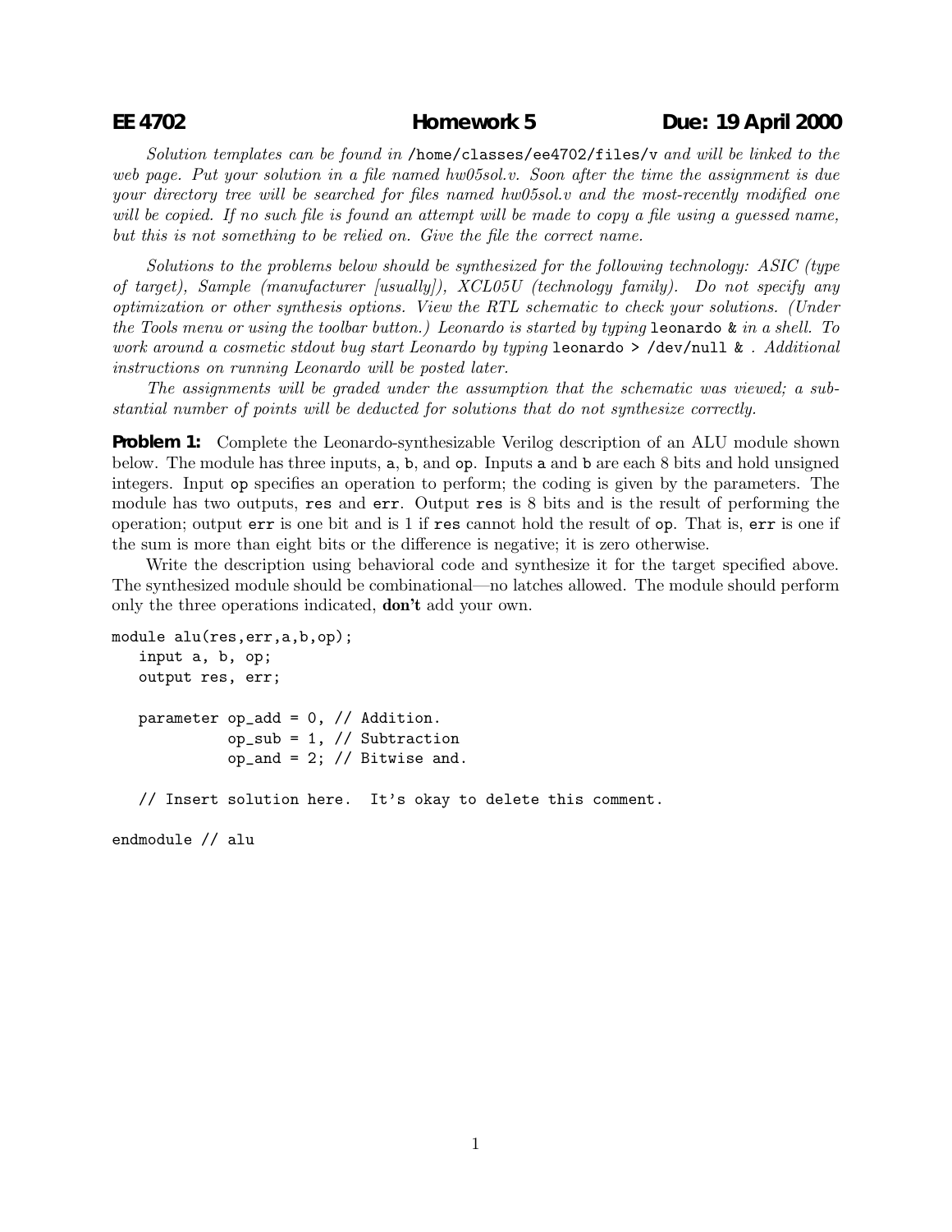**EE 4702 Homework 5 Due: 19 April 2000**

*Solution templates can be found in* `/home/classes/ee4702/files/v` *and will be linked to the web page. Put your solution in a file named hw05sol.v. Soon after the time the assignment is due your directory tree will be searched for files named hw05sol.v and the most-recently modified one will be copied. If no such file is found an attempt will be made to copy a file using a guessed name, but this is not something to be relied on. Give the file the correct name.*

*Solutions to the problems below should be synthesized for the following technology: ASIC (type of target), Sample (manufacturer [usually]), XCL05U (technology family). Do not specify any optimization or other synthesis options. View the RTL schematic to check your solutions. (Under the Tools menu or using the toolbar button.) Leonardo is started by typing* `leonardo &` *in a shell. To work around a cosmetic stdout bug start Leonardo by typing* `leonardo > /dev/null &` *. Additional instructions on running Leonardo will be posted later.*

*The assignments will be graded under the assumption that the schematic was viewed; a substantial number of points will be deducted for solutions that do not synthesize correctly.*

**Problem 1:** Complete the Leonardo-synthesizable Verilog description of an ALU module shown below. The module has three inputs, `a`, `b`, and `op`. Inputs `a` and `b` are each 8 bits and hold unsigned integers. Input `op` specifies an operation to perform; the coding is given by the parameters. The module has two outputs, `res` and `err`. Output `res` is 8 bits and is the result of performing the operation; output `err` is one bit and is 1 if `res` cannot hold the result of `op`. That is, `err` is one if the sum is more than eight bits or the difference is negative; it is zero otherwise.

Write the description using behavioral code and synthesize it for the target specified above. The synthesized module should be combinational—no latches allowed. The module should perform only the three operations indicated, **don't** add your own.

```
module alu(res,err,a,b,op);
   input a, b, op;
   output res, err;

   parameter op_add = 0, // Addition.
             op_sub = 1, // Subtraction
             op_and = 2; // Bitwise and.

   // Insert solution here.  It's okay to delete this comment.

endmodule // alu
```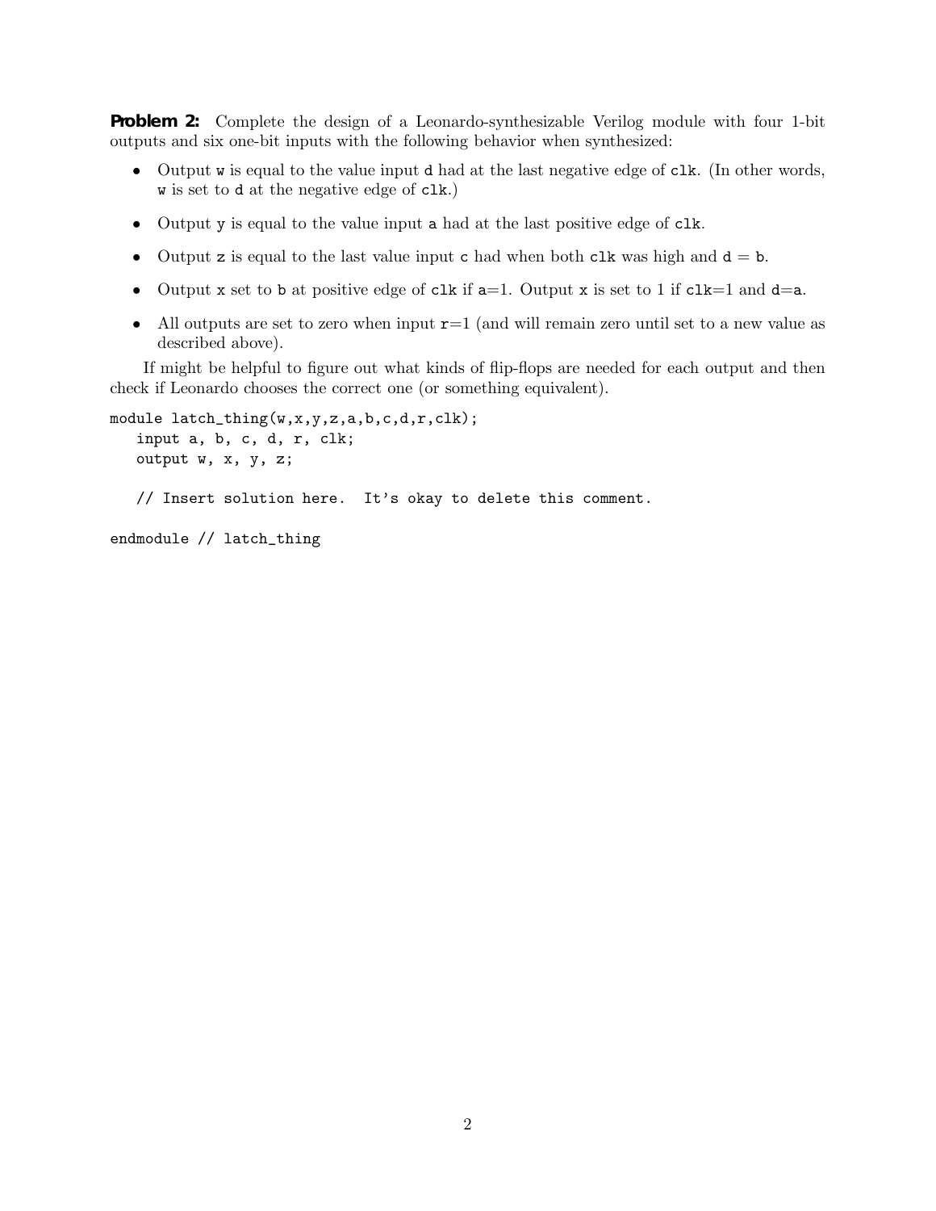**Problem 2:** Complete the design of a Leonardo-synthesizable Verilog module with four 1-bit outputs and six one-bit inputs with the following behavior when synthesized:

- Output `w` is equal to the value input `d` had at the last negative edge of `clk`. (In other words, `w` is set to `d` at the negative edge of `clk`.)
- Output `y` is equal to the value input `a` had at the last positive edge of `clk`.
- Output `z` is equal to the last value input `c` had when both `clk` was high and `d` = `b`.
- Output `x` set to `b` at positive edge of `clk` if `a`=1. Output `x` is set to 1 if `clk`=1 and `d`=`a`.
- All outputs are set to zero when input `r`=1 (and will remain zero until set to a new value as described above).

If might be helpful to figure out what kinds of flip-flops are needed for each output and then check if Leonardo chooses the correct one (or something equivalent).

```
module latch_thing(w,x,y,z,a,b,c,d,r,clk);
   input a, b, c, d, r, clk;
   output w, x, y, z;

   // Insert solution here.  It's okay to delete this comment.

endmodule // latch_thing
```